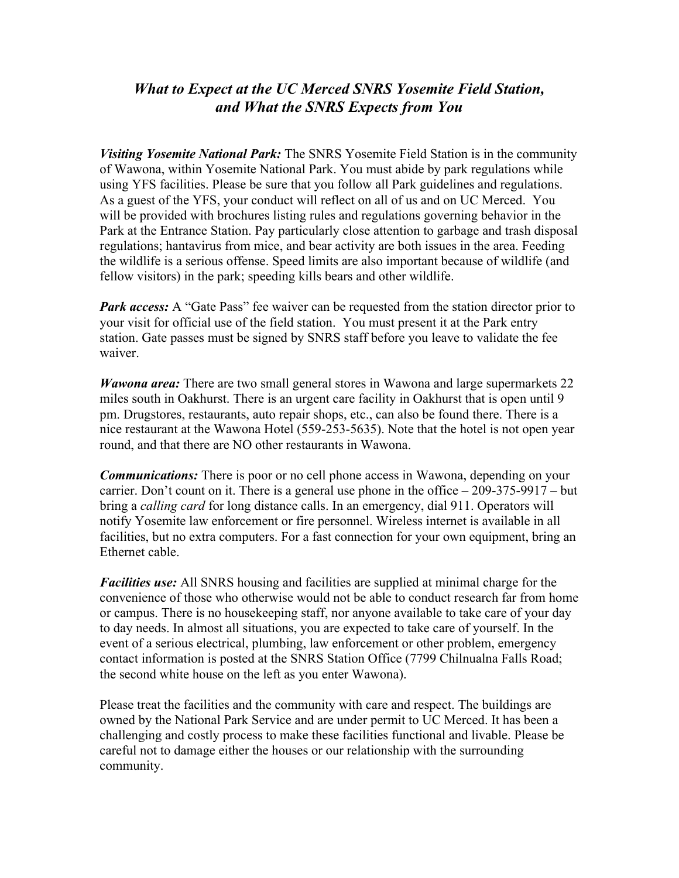# *What to Expect at the UC Merced SNRS Yosemite Field Station, and What the SNRS Expects from You*

***Visiting Yosemite National Park:*** The SNRS Yosemite Field Station is in the community of Wawona, within Yosemite National Park. You must abide by park regulations while using YFS facilities. Please be sure that you follow all Park guidelines and regulations. As a guest of the YFS, your conduct will reflect on all of us and on UC Merced. You will be provided with brochures listing rules and regulations governing behavior in the Park at the Entrance Station. Pay particularly close attention to garbage and trash disposal regulations; hantavirus from mice, and bear activity are both issues in the area. Feeding the wildlife is a serious offense. Speed limits are also important because of wildlife (and fellow visitors) in the park; speeding kills bears and other wildlife.

***Park access:*** A "Gate Pass" fee waiver can be requested from the station director prior to your visit for official use of the field station. You must present it at the Park entry station. Gate passes must be signed by SNRS staff before you leave to validate the fee waiver.

***Wawona area:*** There are two small general stores in Wawona and large supermarkets 22 miles south in Oakhurst. There is an urgent care facility in Oakhurst that is open until 9 pm. Drugstores, restaurants, auto repair shops, etc., can also be found there. There is a nice restaurant at the Wawona Hotel (559-253-5635). Note that the hotel is not open year round, and that there are NO other restaurants in Wawona.

***Communications:*** There is poor or no cell phone access in Wawona, depending on your carrier. Don't count on it. There is a general use phone in the office – 209-375-9917 – but bring a *calling card* for long distance calls. In an emergency, dial 911. Operators will notify Yosemite law enforcement or fire personnel. Wireless internet is available in all facilities, but no extra computers. For a fast connection for your own equipment, bring an Ethernet cable.

***Facilities use:*** All SNRS housing and facilities are supplied at minimal charge for the convenience of those who otherwise would not be able to conduct research far from home or campus. There is no housekeeping staff, nor anyone available to take care of your day to day needs. In almost all situations, you are expected to take care of yourself. In the event of a serious electrical, plumbing, law enforcement or other problem, emergency contact information is posted at the SNRS Station Office (7799 Chilnualna Falls Road; the second white house on the left as you enter Wawona).

Please treat the facilities and the community with care and respect. The buildings are owned by the National Park Service and are under permit to UC Merced. It has been a challenging and costly process to make these facilities functional and livable. Please be careful not to damage either the houses or our relationship with the surrounding community.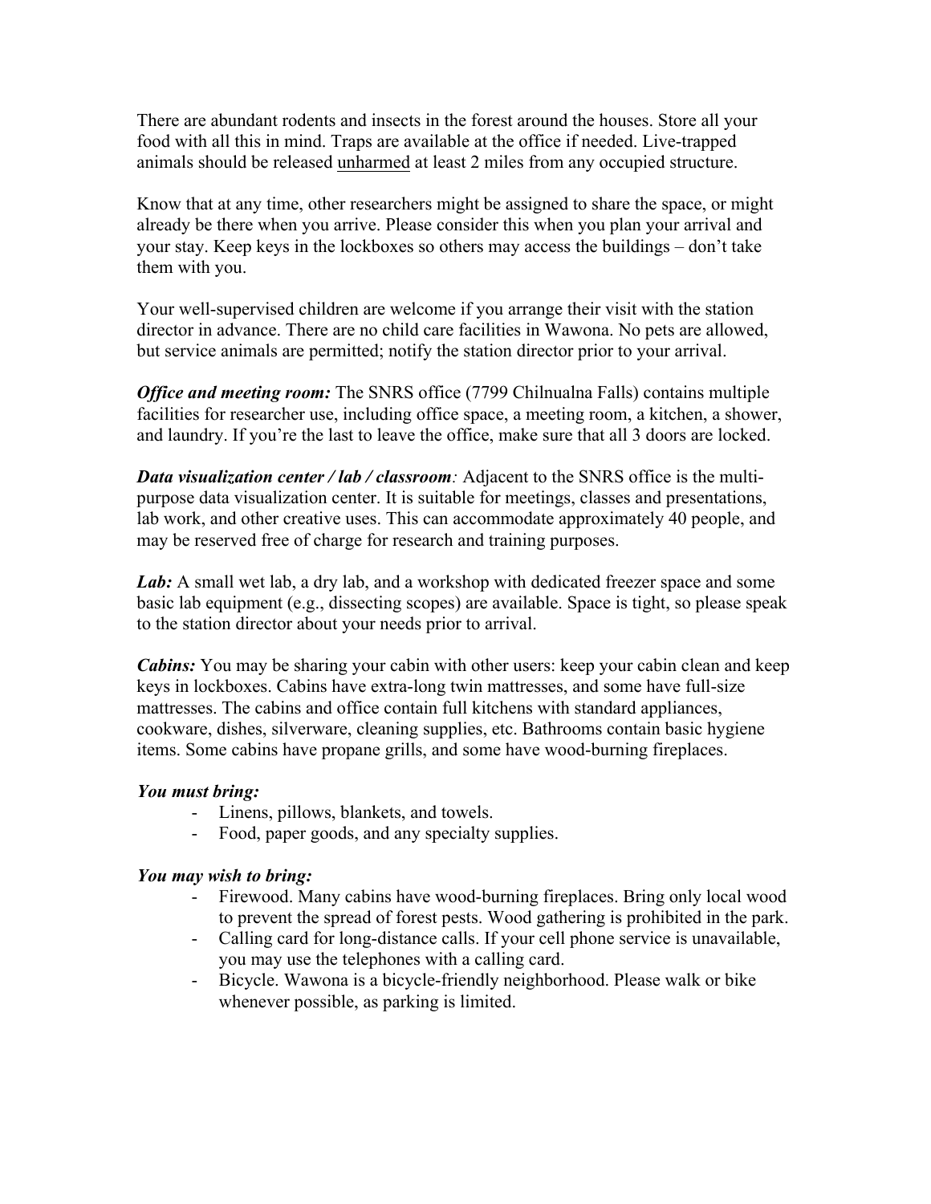There are abundant rodents and insects in the forest around the houses. Store all your food with all this in mind. Traps are available at the office if needed. Live-trapped animals should be released <u>unharmed</u> at least 2 miles from any occupied structure.

Know that at any time, other researchers might be assigned to share the space, or might already be there when you arrive. Please consider this when you plan your arrival and your stay. Keep keys in the lockboxes so others may access the buildings – don't take them with you.

Your well-supervised children are welcome if you arrange their visit with the station director in advance. There are no child care facilities in Wawona. No pets are allowed, but service animals are permitted; notify the station director prior to your arrival.

***Office and meeting room:*** The SNRS office (7799 Chilnualna Falls) contains multiple facilities for researcher use, including office space, a meeting room, a kitchen, a shower, and laundry. If you're the last to leave the office, make sure that all 3 doors are locked.

***Data visualization center / lab / classroom****:* Adjacent to the SNRS office is the multi-purpose data visualization center. It is suitable for meetings, classes and presentations, lab work, and other creative uses. This can accommodate approximately 40 people, and may be reserved free of charge for research and training purposes.

***Lab:*** A small wet lab, a dry lab, and a workshop with dedicated freezer space and some basic lab equipment (e.g., dissecting scopes) are available. Space is tight, so please speak to the station director about your needs prior to arrival.

***Cabins:*** You may be sharing your cabin with other users: keep your cabin clean and keep keys in lockboxes. Cabins have extra-long twin mattresses, and some have full-size mattresses. The cabins and office contain full kitchens with standard appliances, cookware, dishes, silverware, cleaning supplies, etc. Bathrooms contain basic hygiene items. Some cabins have propane grills, and some have wood-burning fireplaces.

***You must bring:***

- Linens, pillows, blankets, and towels.
- Food, paper goods, and any specialty supplies.

***You may wish to bring:***

- Firewood. Many cabins have wood-burning fireplaces. Bring only local wood to prevent the spread of forest pests. Wood gathering is prohibited in the park.
- Calling card for long-distance calls. If your cell phone service is unavailable, you may use the telephones with a calling card.
- Bicycle. Wawona is a bicycle-friendly neighborhood. Please walk or bike whenever possible, as parking is limited.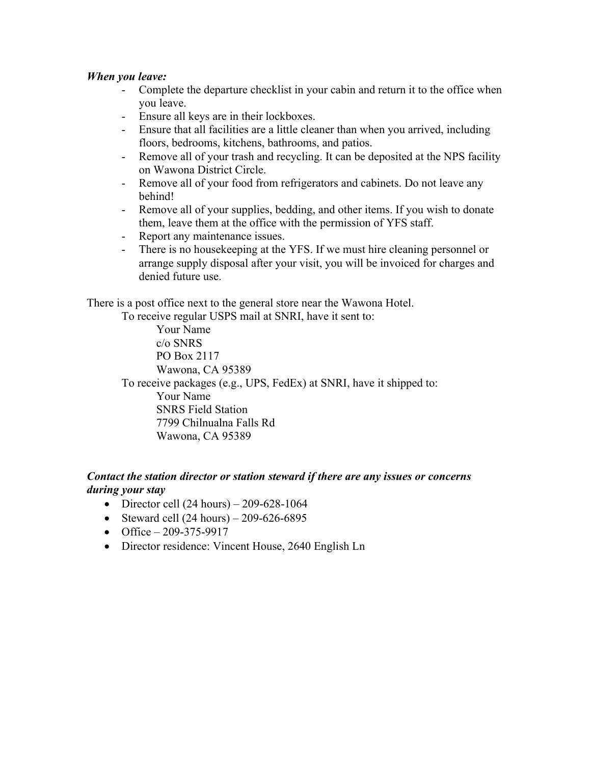***When you leave:***

- Complete the departure checklist in your cabin and return it to the office when you leave.
- Ensure all keys are in their lockboxes.
- Ensure that all facilities are a little cleaner than when you arrived, including floors, bedrooms, kitchens, bathrooms, and patios.
- Remove all of your trash and recycling. It can be deposited at the NPS facility on Wawona District Circle.
- Remove all of your food from refrigerators and cabinets. Do not leave any behind!
- Remove all of your supplies, bedding, and other items. If you wish to donate them, leave them at the office with the permission of YFS staff.
- Report any maintenance issues.
- There is no housekeeping at the YFS. If we must hire cleaning personnel or arrange supply disposal after your visit, you will be invoiced for charges and denied future use.

There is a post office next to the general store near the Wawona Hotel.

To receive regular USPS mail at SNRI, have it sent to:

Your Name
c/o SNRS
PO Box 2117
Wawona, CA 95389

To receive packages (e.g., UPS, FedEx) at SNRI, have it shipped to:

Your Name
SNRS Field Station
7799 Chilnualna Falls Rd
Wawona, CA 95389

***Contact the station director or station steward if there are any issues or concerns during your stay***

- Director cell (24 hours) – 209-628-1064
- Steward cell (24 hours) – 209-626-6895
- Office – 209-375-9917
- Director residence: Vincent House, 2640 English Ln